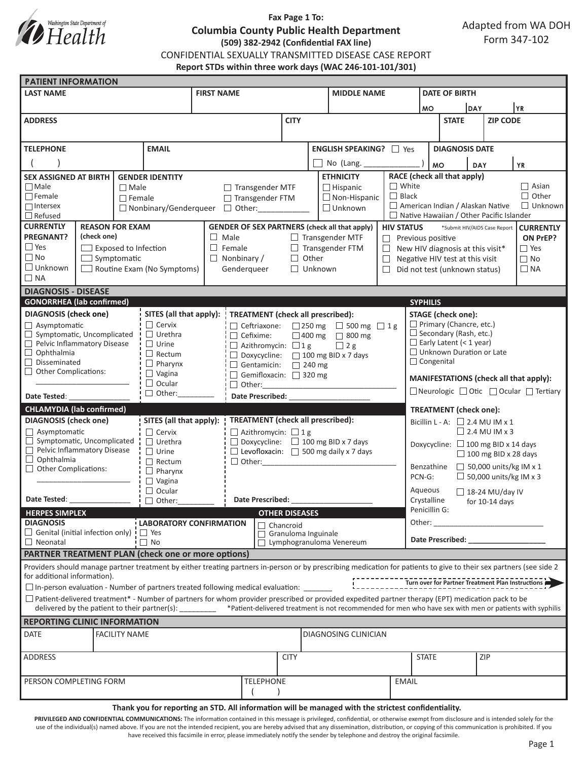Washington State Department of Health

**Fax Page 1 To:**

# Columbia County Public Health Department

**(509) 382-2942 (Confidential FAX line)**

Adapted from WA DOH Form 347-102

## CONFIDENTIAL SEXUALLY TRANSMITTED DISEASE CASE REPORT

**Report STDs within three work days (WAC 246-101-101/301)**

## PATIENT INFORMATION

| LAST NAME | FIRST NAME | MIDDLE NAME | DATE OF BIRTH (MO / DAY / YR) |
|---|---|---|---|
| | | | |

| ADDRESS | CITY | STATE | ZIP CODE |
|---|---|---|---|
| | | | |

| TELEPHONE | EMAIL | ENGLISH SPEAKING? | DIAGNOSIS DATE (MO / DAY / YR) |
|---|---|---|---|
| ( ) | | ☐ Yes ☐ No (Lang. ____________ ) | |

**SEX ASSIGNED AT BIRTH**
- ☐ Male
- ☐ Female
- ☐ Intersex
- ☐ Refused

**GENDER IDENTITY**
- ☐ Male
- ☐ Female
- ☐ Nonbinary/Genderqueer
- ☐ Transgender MTF
- ☐ Transgender FTM
- ☐ Other:___________

**ETHNICITY**
- ☐ Hispanic
- ☐ Non-Hispanic
- ☐ Unknown

**RACE (check all that apply)**
- ☐ White
- ☐ Black
- ☐ American Indian / Alaskan Native
- ☐ Native Hawaiian / Other Pacific Islander
- ☐ Asian
- ☐ Other
- ☐ Unknown

**CURRENTLY PREGNANT?**
- ☐ Yes
- ☐ No
- ☐ Unknown
- ☐ NA

**REASON FOR EXAM (check one)**
- ☐ Exposed to Infection
- ☐ Symptomatic
- ☐ Routine Exam (No Symptoms)

**GENDER OF SEX PARTNERS (check all that apply)**
- ☐ Male
- ☐ Female
- ☐ Nonbinary / Genderqueer
- ☐ Transgender MTF
- ☐ Transgender FTM
- ☐ Other
- ☐ Unknown

**HIV STATUS** *Submit HIV/AIDS Case Report
- ☐ Previous positive
- ☐ New HIV diagnosis at this visit*
- ☐ Negative HIV test at this visit
- ☐ Did not test (unknown status)

**CURRENTLY ON PrEP?**
- ☐ Yes
- ☐ No
- ☐ NA

## DIAGNOSIS - DISEASE

### GONORRHEA (lab confirmed)

**DIAGNOSIS (check one)**
- ☐ Asymptomatic
- ☐ Symptomatic, Uncomplicated
- ☐ Pelvic Inflammatory Disease
- ☐ Ophthalmia
- ☐ Disseminated
- ☐ Other Complications: ______________________

Date Tested: ______________

**SITES (all that apply):**
- ☐ Cervix
- ☐ Urethra
- ☐ Urine
- ☐ Rectum
- ☐ Pharynx
- ☐ Vagina
- ☐ Ocular
- ☐ Other:________

**TREATMENT (check all prescribed):**
- ☐ Ceftriaxone: ☐ 250 mg ☐ 500 mg ☐ 1 g
- ☐ Cefixime: ☐ 400 mg ☐ 800 mg
- ☐ Azithromycin: ☐ 1 g ☐ 2 g
- ☐ Doxycycline: ☐ 100 mg BID x 7 days
- ☐ Gentamicin: ☐ 240 mg
- ☐ Gemifloxacin: ☐ 320 mg
- ☐ Other:_______________________________

Date Prescribed: __________________

### CHLAMYDIA (lab confirmed)

**DIAGNOSIS (check one)**
- ☐ Asymptomatic
- ☐ Symptomatic, Uncomplicated
- ☐ Pelvic Inflammatory Disease
- ☐ Ophthalmia
- ☐ Other Complications: ______________________

Date Tested: ______________

**SITES (all that apply):**
- ☐ Cervix
- ☐ Urethra
- ☐ Urine
- ☐ Rectum
- ☐ Pharynx
- ☐ Vagina
- ☐ Ocular
- ☐ Other:________

**TREATMENT (check all prescribed):**
- ☐ Azithromycin: ☐ 1 g
- ☐ Doxycycline: ☐ 100 mg BID x 7 days
- ☐ Levofloxacin: ☐ 500 mg daily x 7 days
- ☐ Other:_______________________________

Date Prescribed: __________________

### SYPHILIS

**STAGE (check one):**
- ☐ Primary (Chancre, etc.)
- ☐ Secondary (Rash, etc.)
- ☐ Early Latent (< 1 year)
- ☐ Unknown Duration or Late
- ☐ Congenital

**MANIFESTATIONS (check all that apply):**
☐ Neurologic ☐ Otic ☐ Ocular ☐ Tertiary

**TREATMENT (check one):**
- Bicillin L - A: ☐ 2.4 MU IM x 1 ☐ 2.4 MU IM x 3
- Doxycycline: ☐ 100 mg BID x 14 days ☐ 100 mg BID x 28 days
- Benzathine PCN-G: ☐ 50,000 units/kg IM x 1 ☐ 50,000 units/kg IM x 3
- Aqueous Crystalline Penicillin G: ☐ 18-24 MU/day IV for 10-14 days
- Other: __________________________

Date Prescribed: __________________

### HERPES SIMPLEX

**DIAGNOSIS**
- ☐ Genital (initial infection only)
- ☐ Neonatal

**LABORATORY CONFIRMATION**
- ☐ Yes
- ☐ No

### OTHER DISEASES
- ☐ Chancroid
- ☐ Granuloma Inguinale
- ☐ Lymphogranuloma Venereum

## PARTNER TREATMENT PLAN (check one or more options)

Providers should manage partner treatment by either treating partners in-person or by prescribing medication for patients to give to their sex partners (see side 2 for additional information).

Turn over for Partner Treatment Plan Instructions

☐ In-person evaluation - Number of partners treated following medical evaluation: _______

☐ Patient-delivered treatment* - Number of partners for whom provider prescribed or provided expedited partner therapy (EPT) medication pack to be delivered by the patient to their partner(s): ________ *Patient-delivered treatment is not recommended for men who have sex with men or patients with syphilis

## REPORTING CLINIC INFORMATION

| DATE | FACILITY NAME | DIAGNOSING CLINICIAN |
|---|---|---|
| | | |

| ADDRESS | CITY | STATE | ZIP |
|---|---|---|---|
| | | | |

| PERSON COMPLETING FORM | TELEPHONE | EMAIL |
|---|---|---|
| | ( ) | |

**Thank you for reporting an STD. All information will be managed with the strictest confidentiality.**

**PRIVILEGED AND CONFIDENTIAL COMMUNICATIONS:** The information contained in this message is privileged, confidential, or otherwise exempt from disclosure and is intended solely for the use of the individual(s) named above. If you are not the intended recipient, you are hereby advised that any dissemination, distribution, or copying of this communication is prohibited. If you have received this facsimile in error, please immediately notify the sender by telephone and destroy the original facsimile.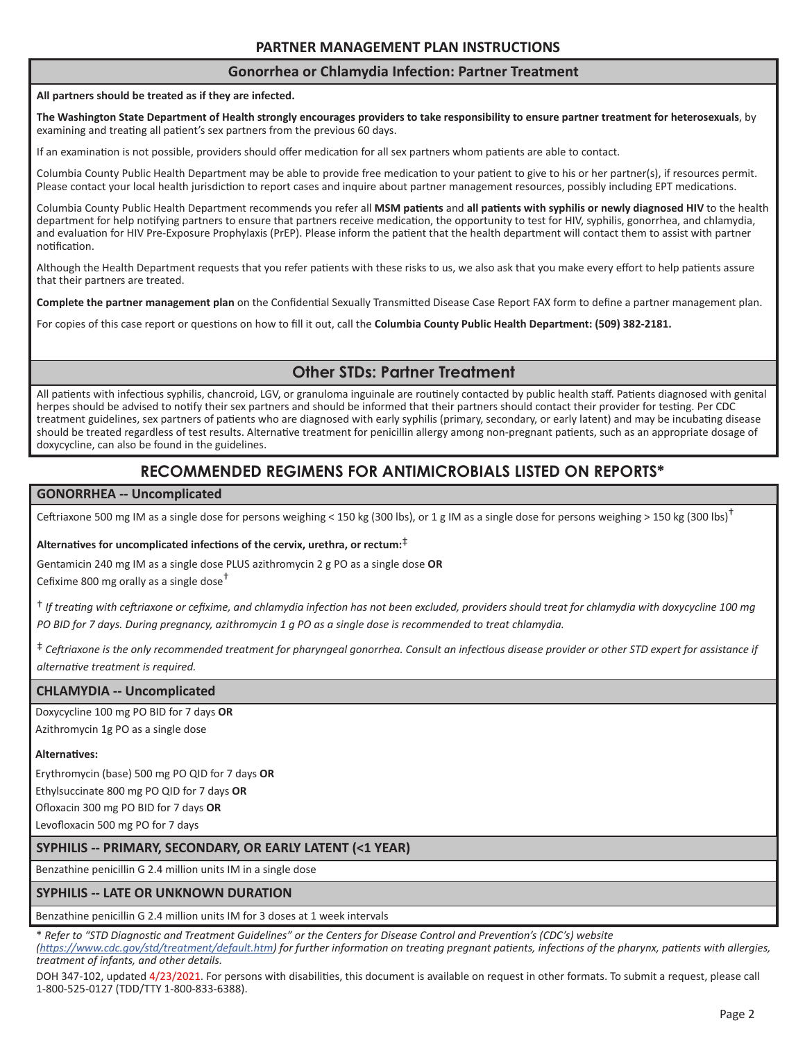# PARTNER MANAGEMENT PLAN INSTRUCTIONS

## Gonorrhea or Chlamydia Infection: Partner Treatment

**All partners should be treated as if they are infected.**

**The Washington State Department of Health strongly encourages providers to take responsibility to ensure partner treatment for heterosexuals**, by examining and treating all patient's sex partners from the previous 60 days.

If an examination is not possible, providers should offer medication for all sex partners whom patients are able to contact.

Columbia County Public Health Department may be able to provide free medication to your patient to give to his or her partner(s), if resources permit. Please contact your local health jurisdiction to report cases and inquire about partner management resources, possibly including EPT medications.

Columbia County Public Health Department recommends you refer all **MSM patients** and **all patients with syphilis or newly diagnosed HIV** to the health department for help notifying partners to ensure that partners receive medication, the opportunity to test for HIV, syphilis, gonorrhea, and chlamydia, and evaluation for HIV Pre-Exposure Prophylaxis (PrEP). Please inform the patient that the health department will contact them to assist with partner notification.

Although the Health Department requests that you refer patients with these risks to us, we also ask that you make every effort to help patients assure that their partners are treated.

**Complete the partner management plan** on the Confidential Sexually Transmitted Disease Case Report FAX form to define a partner management plan.

For copies of this case report or questions on how to fill it out, call the **Columbia County Public Health Department: (509) 382-2181.**

## Other STDs: Partner Treatment

All patients with infectious syphilis, chancroid, LGV, or granuloma inguinale are routinely contacted by public health staff. Patients diagnosed with genital herpes should be advised to notify their sex partners and should be informed that their partners should contact their provider for testing. Per CDC treatment guidelines, sex partners of patients who are diagnosed with early syphilis (primary, secondary, or early latent) and may be incubating disease should be treated regardless of test results. Alternative treatment for penicillin allergy among non-pregnant patients, such as an appropriate dosage of doxycycline, can also be found in the guidelines.

## RECOMMENDED REGIMENS FOR ANTIMICROBIALS LISTED ON REPORTS*

### GONORRHEA -- Uncomplicated

Ceftriaxone 500 mg IM as a single dose for persons weighing < 150 kg (300 lbs), or 1 g IM as a single dose for persons weighing > 150 kg (300 lbs)†

**Alternatives for uncomplicated infections of the cervix, urethra, or rectum:**‡

Gentamicin 240 mg IM as a single dose PLUS azithromycin 2 g PO as a single dose **OR**

Cefixime 800 mg orally as a single dose†

† *If treating with ceftriaxone or cefixime, and chlamydia infection has not been excluded, providers should treat for chlamydia with doxycycline 100 mg PO BID for 7 days. During pregnancy, azithromycin 1 g PO as a single dose is recommended to treat chlamydia.*

‡ *Ceftriaxone is the only recommended treatment for pharyngeal gonorrhea. Consult an infectious disease provider or other STD expert for assistance if alternative treatment is required.*

### CHLAMYDIA -- Uncomplicated

Doxycycline 100 mg PO BID for 7 days **OR**

Azithromycin 1g PO as a single dose

**Alternatives:**

Erythromycin (base) 500 mg PO QID for 7 days **OR**

Ethylsuccinate 800 mg PO QID for 7 days **OR**

Ofloxacin 300 mg PO BID for 7 days **OR**

Levofloxacin 500 mg PO for 7 days

### SYPHILIS -- PRIMARY, SECONDARY, OR EARLY LATENT (<1 YEAR)

Benzathine penicillin G 2.4 million units IM in a single dose

### SYPHILIS -- LATE OR UNKNOWN DURATION

Benzathine penicillin G 2.4 million units IM for 3 doses at 1 week intervals

\* *Refer to "STD Diagnostic and Treatment Guidelines" or the Centers for Disease Control and Prevention's (CDC's) website ([https://www.cdc.gov/std/treatment/default.htm](https://www.cdc.gov/std/treatment/default.htm)) for further information on treating pregnant patients, infections of the pharynx, patients with allergies, treatment of infants, and other details.*

DOH 347-102, updated 4/23/2021. For persons with disabilities, this document is available on request in other formats. To submit a request, please call 1-800-525-0127 (TDD/TTY 1-800-833-6388).